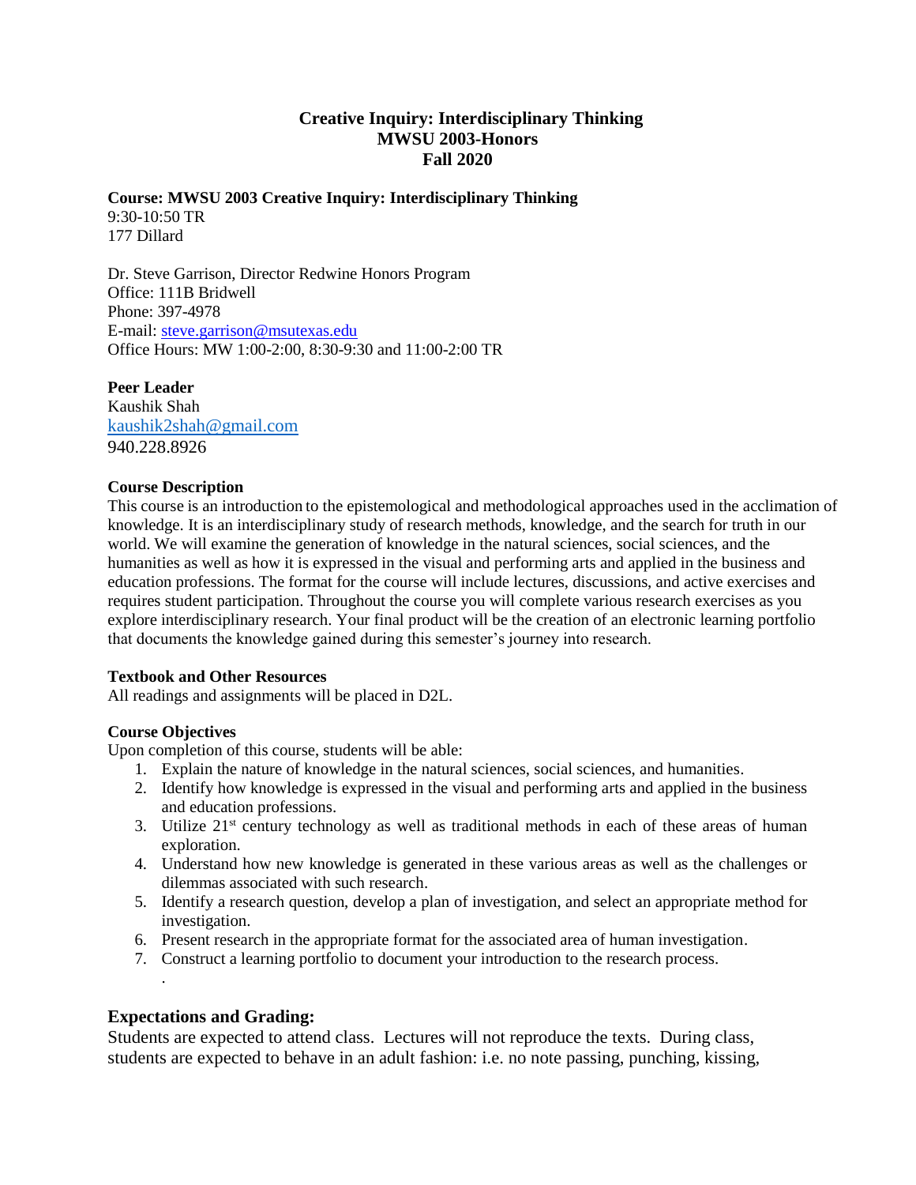# Creative Inquiry: Interdisciplinary Thinking
## MWSU 2003-Honors
## Fall 2020

**Course: MWSU 2003 Creative Inquiry: Interdisciplinary Thinking**
9:30-10:50 TR
177 Dillard

Dr. Steve Garrison, Director Redwine Honors Program
Office: 111B Bridwell
Phone: 397-4978
E-mail: steve.garrison@msutexas.edu
Office Hours: MW 1:00-2:00, 8:30-9:30 and 11:00-2:00 TR

**Peer Leader**
Kaushik Shah
kaushik2shah@gmail.com
940.228.8926

**Course Description**
This course is an introduction to the epistemological and methodological approaches used in the acclimation of knowledge. It is an interdisciplinary study of research methods, knowledge, and the search for truth in our world. We will examine the generation of knowledge in the natural sciences, social sciences, and the humanities as well as how it is expressed in the visual and performing arts and applied in the business and education professions. The format for the course will include lectures, discussions, and active exercises and requires student participation. Throughout the course you will complete various research exercises as you explore interdisciplinary research. Your final product will be the creation of an electronic learning portfolio that documents the knowledge gained during this semester's journey into research.

**Textbook and Other Resources**
All readings and assignments will be placed in D2L.

**Course Objectives**
Upon completion of this course, students will be able:

1. Explain the nature of knowledge in the natural sciences, social sciences, and humanities.
2. Identify how knowledge is expressed in the visual and performing arts and applied in the business and education professions.
3. Utilize 21st century technology as well as traditional methods in each of these areas of human exploration.
4. Understand how new knowledge is generated in these various areas as well as the challenges or dilemmas associated with such research.
5. Identify a research question, develop a plan of investigation, and select an appropriate method for investigation.
6. Present research in the appropriate format for the associated area of human investigation.
7. Construct a learning portfolio to document your introduction to the research process.

## Expectations and Grading:

Students are expected to attend class. Lectures will not reproduce the texts. During class, students are expected to behave in an adult fashion: i.e. no note passing, punching, kissing,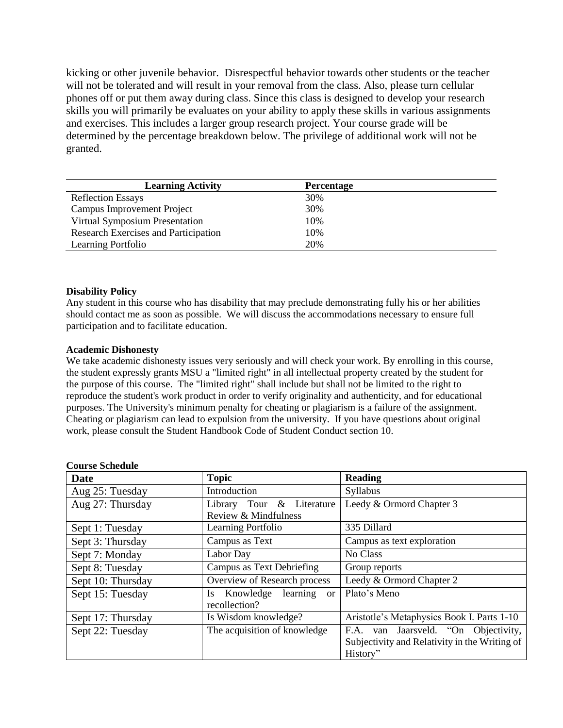kicking or other juvenile behavior. Disrespectful behavior towards other students or the teacher will not be tolerated and will result in your removal from the class. Also, please turn cellular phones off or put them away during class. Since this class is designed to develop your research skills you will primarily be evaluates on your ability to apply these skills in various assignments and exercises. This includes a larger group research project. Your course grade will be determined by the percentage breakdown below. The privilege of additional work will not be granted.

| Learning Activity | Percentage |
|---|---|
| Reflection Essays | 30% |
| Campus Improvement Project | 30% |
| Virtual Symposium Presentation | 10% |
| Research Exercises and Participation | 10% |
| Learning Portfolio | 20% |

**Disability Policy**

Any student in this course who has disability that may preclude demonstrating fully his or her abilities should contact me as soon as possible. We will discuss the accommodations necessary to ensure full participation and to facilitate education.

**Academic Dishonesty**

We take academic dishonesty issues very seriously and will check your work. By enrolling in this course, the student expressly grants MSU a "limited right" in all intellectual property created by the student for the purpose of this course. The "limited right" shall include but shall not be limited to the right to reproduce the student's work product in order to verify originality and authenticity, and for educational purposes. The University's minimum penalty for cheating or plagiarism is a failure of the assignment. Cheating or plagiarism can lead to expulsion from the university. If you have questions about original work, please consult the Student Handbook Code of Student Conduct section 10.

**Course Schedule**

| Date | Topic | Reading |
|---|---|---|
| Aug 25: Tuesday | Introduction | Syllabus |
| Aug 27: Thursday | Library Tour & Literature Review & Mindfulness | Leedy & Ormord Chapter 3 |
| Sept 1: Tuesday | Learning Portfolio | 335 Dillard |
| Sept 3: Thursday | Campus as Text | Campus as text exploration |
| Sept 7: Monday | Labor Day | No Class |
| Sept 8: Tuesday | Campus as Text Debriefing | Group reports |
| Sept 10: Thursday | Overview of Research process | Leedy & Ormord Chapter 2 |
| Sept 15: Tuesday | Is Knowledge learning or recollection? | Plato's Meno |
| Sept 17: Thursday | Is Wisdom knowledge? | Aristotle's Metaphysics Book I. Parts 1-10 |
| Sept 22: Tuesday | The acquisition of knowledge | F.A. van Jaarsveld. "On Objectivity, Subjectivity and Relativity in the Writing of History" |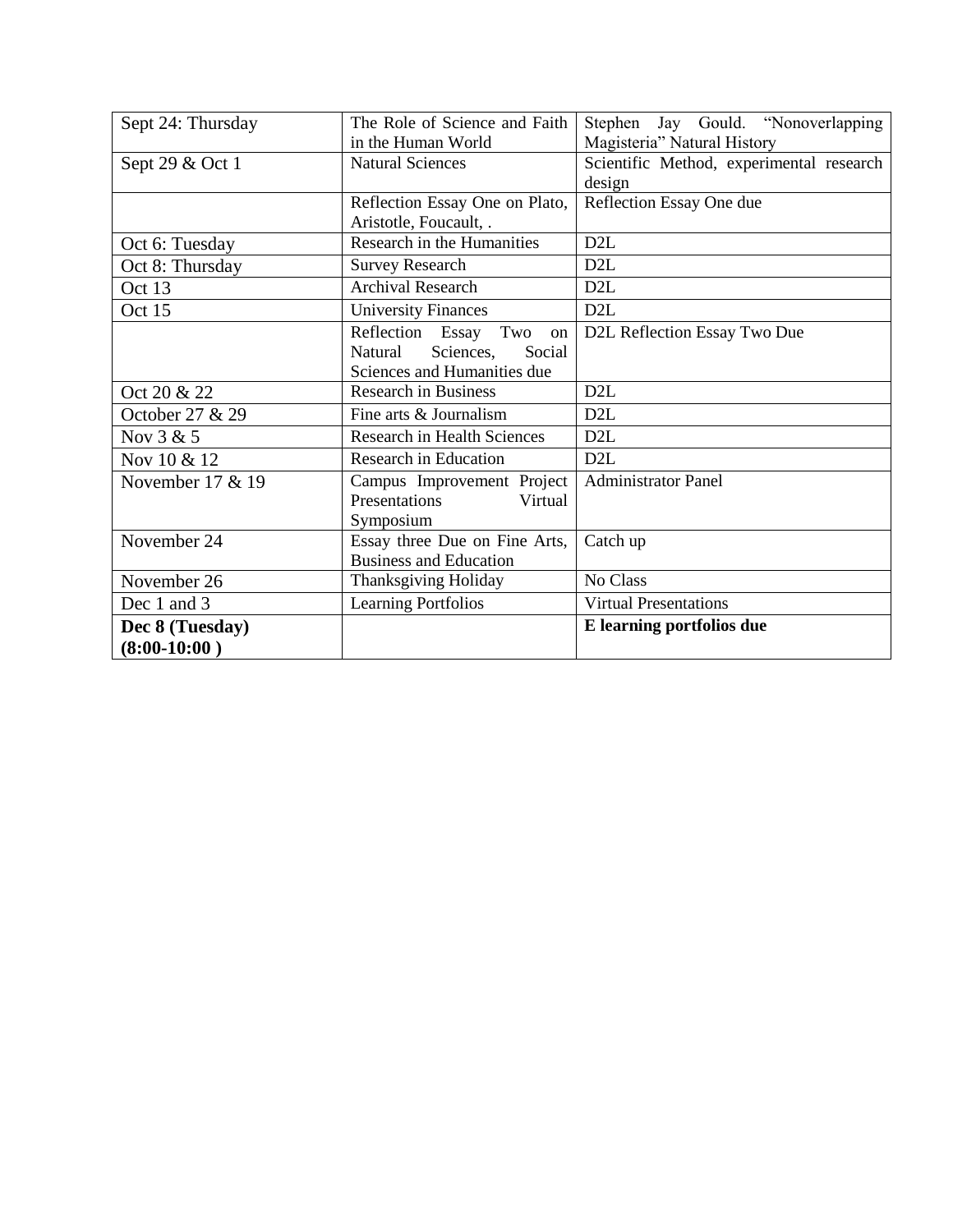| | | |
|---|---|---|
| Sept 24: Thursday | The Role of Science and Faith in the Human World | Stephen Jay Gould. "Nonoverlapping Magisteria" Natural History |
| Sept 29 & Oct 1 | Natural Sciences | Scientific Method, experimental research design |
| | Reflection Essay One on Plato, Aristotle, Foucault, . | Reflection Essay One due |
| Oct 6: Tuesday | Research in the Humanities | D2L |
| Oct 8: Thursday | Survey Research | D2L |
| Oct 13 | Archival Research | D2L |
| Oct 15 | University Finances | D2L |
| | Reflection Essay Two on Natural Sciences, Social Sciences and Humanities due | D2L Reflection Essay Two Due |
| Oct 20 & 22 | Research in Business | D2L |
| October 27 & 29 | Fine arts & Journalism | D2L |
| Nov 3 & 5 | Research in Health Sciences | D2L |
| Nov 10 & 12 | Research in Education | D2L |
| November 17 & 19 | Campus Improvement Project Presentations Virtual Symposium | Administrator Panel |
| November 24 | Essay three Due on Fine Arts, Business and Education | Catch up |
| November 26 | Thanksgiving Holiday | No Class |
| Dec 1 and 3 | Learning Portfolios | Virtual Presentations |
| **Dec 8 (Tuesday) (8:00-10:00 )** | | **E learning portfolios due** |